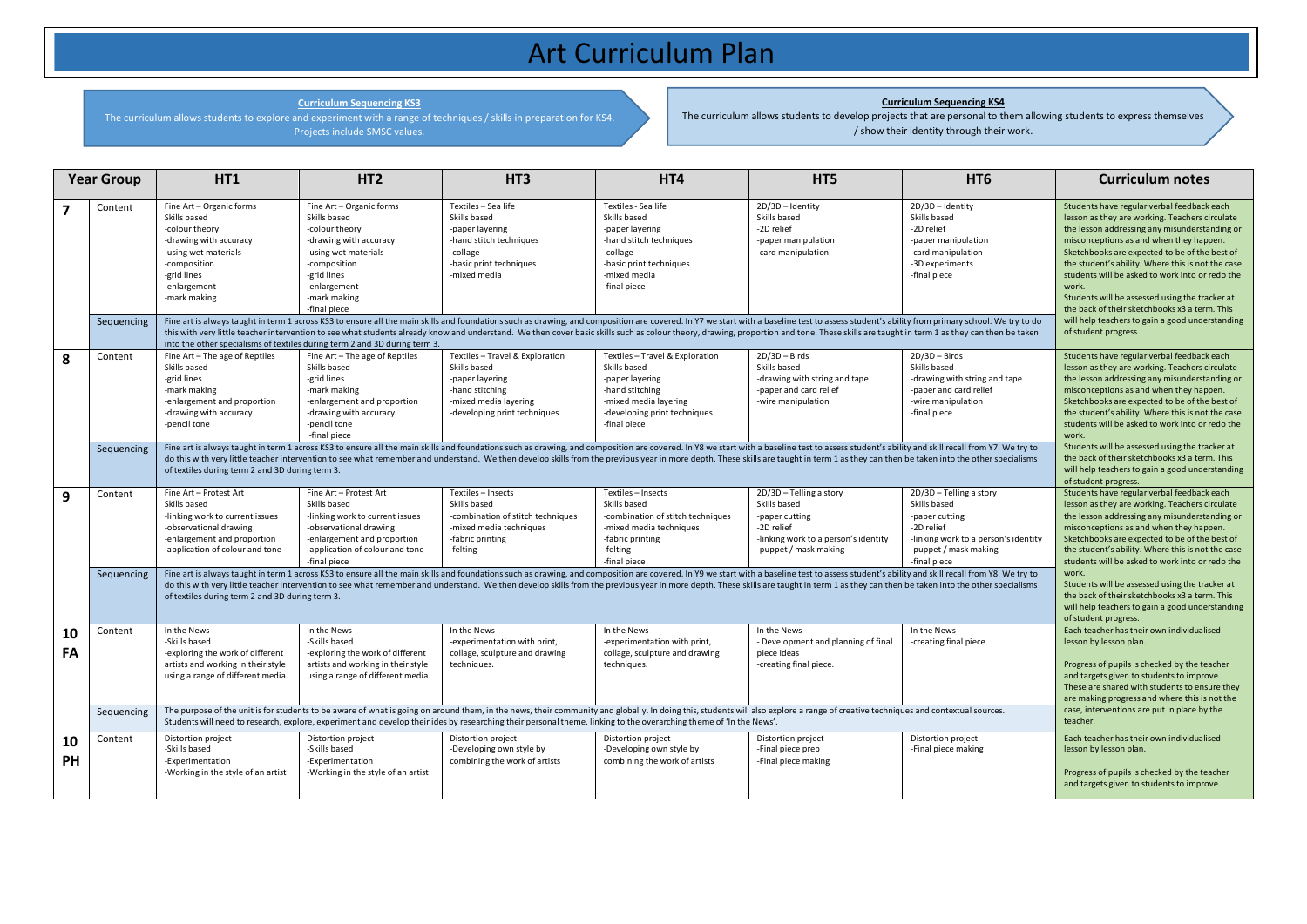# Art Curriculum Plan

**Curriculum Sequencing KS3**

The curriculum allows students to explore and experiment with a range of techniques / skills in preparation for KS4. Projects include SMSC values.

**Curriculum Sequencing KS4**

The curriculum allows students to develop projects that are personal to them allowing students to express themselves / show their identity through their work.

| Year Group | | HT1 | HT2 | HT3 | HT4 | HT5 | HT6 | Curriculum notes |
|---|---|---|---|---|---|---|---|---|
| 7 | Content | Fine Art – Organic forms<br>Skills based<br>-colour theory<br>-drawing with accuracy<br>-using wet materials<br>-composition<br>-grid lines<br>-enlargement<br>-mark making | Fine Art – Organic forms<br>Skills based<br>-colour theory<br>-drawing with accuracy<br>-using wet materials<br>-composition<br>-grid lines<br>-enlargement<br>-mark making<br>-final piece | Textiles – Sea life<br>Skills based<br>-paper layering<br>-hand stitch techniques<br>-collage<br>-basic print techniques<br>-mixed media | Textiles - Sea life<br>Skills based<br>-paper layering<br>-hand stitch techniques<br>-collage<br>-basic print techniques<br>-mixed media<br>-final piece | 2D/3D – Identity<br>Skills based<br>-2D relief<br>-paper manipulation<br>-card manipulation | 2D/3D – Identity<br>Skills based<br>-2D relief<br>-paper manipulation<br>-card manipulation<br>-3D experiments<br>-final piece | Students have regular verbal feedback each lesson as they are working. Teachers circulate the lesson addressing any misunderstanding or misconceptions as and when they happen. Sketchbooks are expected to be of the best of the student's ability. Where this is not the case students will be asked to work into or redo the work.<br>Students will be assessed using the tracker at the back of their sketchbooks x3 a term. This will help teachers to gain a good understanding of student progress. |
| | Sequencing | Fine art is always taught in term 1 across KS3 to ensure all the main skills and foundations such as drawing, and composition are covered. In Y7 we start with a baseline test to assess student's ability from primary school. We try to do this with very little teacher intervention to see what students already know and understand. We then cover basic skills such as colour theory, drawing, proportion and tone. These skills are taught in term 1 as they can then be taken into the other specialisms of textiles during term 2 and 3D during term 3. | | | | | | |
| 8 | Content | Fine Art – The age of Reptiles<br>Skills based<br>-grid lines<br>-mark making<br>-enlargement and proportion<br>-drawing with accuracy<br>-pencil tone | Fine Art – The age of Reptiles<br>Skills based<br>-grid lines<br>-mark making<br>-enlargement and proportion<br>-drawing with accuracy<br>-pencil tone<br>-final piece | Textiles – Travel & Exploration<br>Skills based<br>-paper layering<br>-hand stitching<br>-mixed media layering<br>-developing print techniques | Textiles – Travel & Exploration<br>Skills based<br>-paper layering<br>-hand stitching<br>-mixed media layering<br>-developing print techniques<br>-final piece | 2D/3D – Birds<br>Skills based<br>-drawing with string and tape<br>-paper and card relief<br>-wire manipulation | 2D/3D – Birds<br>Skills based<br>-drawing with string and tape<br>-paper and card relief<br>-wire manipulation<br>-final piece | Students have regular verbal feedback each lesson as they are working. Teachers circulate the lesson addressing any misunderstanding or misconceptions as and when they happen. Sketchbooks are expected to be of the best of the student's ability. Where this is not the case students will be asked to work into or redo the work.<br>Students will be assessed using the tracker at the back of their sketchbooks x3 a term. This will help teachers to gain a good understanding of student progress. |
| | Sequencing | Fine art is always taught in term 1 across KS3 to ensure all the main skills and foundations such as drawing, and composition are covered. In Y8 we start with a baseline test to assess student's ability and skill recall from Y7. We try to do this with very little teacher intervention to see what remember and understand. We then develop skills from the previous year in more depth. These skills are taught in term 1 as they can then be taken into the other specialisms of textiles during term 2 and 3D during term 3. | | | | | | |
| 9 | Content | Fine Art – Protest Art<br>Skills based<br>-linking work to current issues<br>-observational drawing<br>-enlargement and proportion<br>-application of colour and tone | Fine Art – Protest Art<br>Skills based<br>-linking work to current issues<br>-observational drawing<br>-enlargement and proportion<br>-application of colour and tone<br>-final piece | Textiles – Insects<br>Skills based<br>-combination of stitch techniques<br>-mixed media techniques<br>-fabric printing<br>-felting | Textiles – Insects<br>Skills based<br>-combination of stitch techniques<br>-mixed media techniques<br>-fabric printing<br>-felting<br>-final piece | 2D/3D – Telling a story<br>Skills based<br>-paper cutting<br>-2D relief<br>-linking work to a person's identity<br>-puppet / mask making | 2D/3D – Telling a story<br>Skills based<br>-paper cutting<br>-2D relief<br>-linking work to a person's identity<br>-puppet / mask making<br>-final piece | Students have regular verbal feedback each lesson as they are working. Teachers circulate the lesson addressing any misunderstanding or misconceptions as and when they happen. Sketchbooks are expected to be of the best of the student's ability. Where this is not the case students will be asked to work into or redo the work.<br>Students will be assessed using the tracker at the back of their sketchbooks x3 a term. This will help teachers to gain a good understanding of student progress. |
| | Sequencing | Fine art is always taught in term 1 across KS3 to ensure all the main skills and foundations such as drawing, and composition are covered. In Y9 we start with a baseline test to assess student's ability and skill recall from Y8. We try to do this with very little teacher intervention to see what remember and understand. We then develop skills from the previous year in more depth. These skills are taught in term 1 as they can then be taken into the other specialisms of textiles during term 2 and 3D during term 3. | | | | | | |
| 10 FA | Content | In the News<br>-Skills based<br>-exploring the work of different artists and working in their style using a range of different media. | In the News<br>-Skills based<br>-exploring the work of different artists and working in their style using a range of different media. | In the News<br>-experimentation with print, collage, sculpture and drawing techniques. | In the News<br>-experimentation with print, collage, sculpture and drawing techniques. | In the News<br>- Development and planning of final piece ideas<br>-creating final piece. | In the News<br>-creating final piece | Each teacher has their own individualised lesson by lesson plan.<br><br>Progress of pupils is checked by the teacher and targets given to students to improve. These are shared with students to ensure they are making progress and where this is not the case, interventions are put in place by the teacher. |
| | Sequencing | The purpose of the unit is for students to be aware of what is going on around them, in the news, their community and globally. In doing this, students will also explore a range of creative techniques and contextual sources. Students will need to research, explore, experiment and develop their ides by researching their personal theme, linking to the overarching theme of 'In the News'. | | | | | | |
| 10 PH | Content | Distortion project<br>-Skills based<br>-Experimentation<br>-Working in the style of an artist | Distortion project<br>-Skills based<br>-Experimentation<br>-Working in the style of an artist | Distortion project<br>-Developing own style by combining the work of artists | Distortion project<br>-Developing own style by combining the work of artists | Distortion project<br>-Final piece prep<br>-Final piece making | Distortion project<br>-Final piece making | Each teacher has their own individualised lesson by lesson plan.<br><br>Progress of pupils is checked by the teacher and targets given to students to improve. |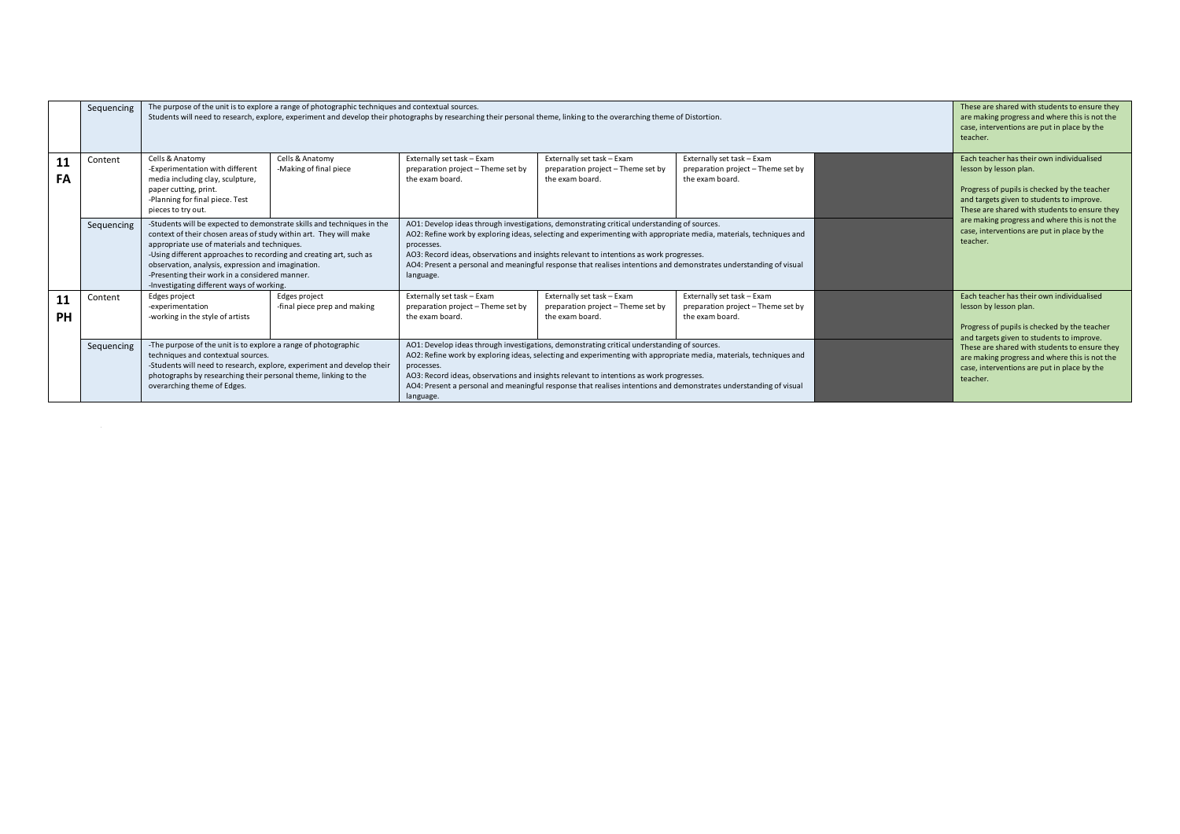| | | | | | | | | |
|---|---|---|---|---|---|---|---|---|
| | Sequencing | The purpose of the unit is to explore a range of photographic techniques and contextual sources.<br>Students will need to research, explore, experiment and develop their photographs by researching their personal theme, linking to the overarching theme of Distortion. | | | | | | These are shared with students to ensure they are making progress and where this is not the case, interventions are put in place by the teacher. |
| **11 FA** | Content | Cells & Anatomy<br>-Experimentation with different media including clay, sculpture, paper cutting, print.<br>-Planning for final piece. Test pieces to try out. | Cells & Anatomy<br>-Making of final piece | Externally set task – Exam preparation project – Theme set by the exam board. | Externally set task – Exam preparation project – Theme set by the exam board. | Externally set task – Exam preparation project – Theme set by the exam board. | | Each teacher has their own individualised lesson by lesson plan.<br><br>Progress of pupils is checked by the teacher and targets given to students to improve. These are shared with students to ensure they are making progress and where this is not the case, interventions are put in place by the teacher. |
| | Sequencing | -Students will be expected to demonstrate skills and techniques in the context of their chosen areas of study within art. They will make appropriate use of materials and techniques.<br>-Using different approaches to recording and creating art, such as observation, analysis, expression and imagination.<br>-Presenting their work in a considered manner.<br>-Investigating different ways of working. | | AO1: Develop ideas through investigations, demonstrating critical understanding of sources.<br>AO2: Refine work by exploring ideas, selecting and experimenting with appropriate media, materials, techniques and processes.<br>AO3: Record ideas, observations and insights relevant to intentions as work progresses.<br>AO4: Present a personal and meaningful response that realises intentions and demonstrates understanding of visual language. | | | | |
| **11 PH** | Content | Edges project<br>-experimentation<br>-working in the style of artists | Edges project<br>-final piece prep and making | Externally set task – Exam preparation project – Theme set by the exam board. | Externally set task – Exam preparation project – Theme set by the exam board. | Externally set task – Exam preparation project – Theme set by the exam board. | | Each teacher has their own individualised lesson by lesson plan.<br><br>Progress of pupils is checked by the teacher and targets given to students to improve. These are shared with students to ensure they are making progress and where this is not the case, interventions are put in place by the teacher. |
| | Sequencing | -The purpose of the unit is to explore a range of photographic techniques and contextual sources.<br>-Students will need to research, explore, experiment and develop their photographs by researching their personal theme, linking to the overarching theme of Edges. | | AO1: Develop ideas through investigations, demonstrating critical understanding of sources.<br>AO2: Refine work by exploring ideas, selecting and experimenting with appropriate media, materials, techniques and processes.<br>AO3: Record ideas, observations and insights relevant to intentions as work progresses.<br>AO4: Present a personal and meaningful response that realises intentions and demonstrates understanding of visual language. | | | | |